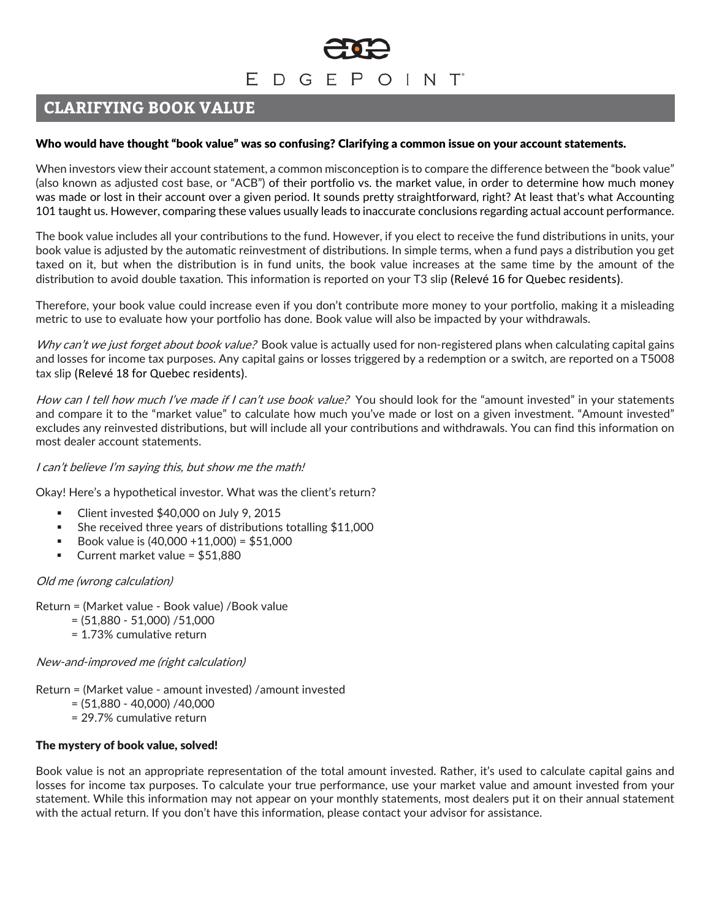EDGEPOINT

# CLARIFYING BOOK VALUE

**Who would have thought "book value" was so confusing? Clarifying a common issue on your account statements.**

When investors view their account statement, a common misconception is to compare the difference between the "book value" (also known as adjusted cost base, or "ACB") of their portfolio vs. the market value, in order to determine how much money was made or lost in their account over a given period. It sounds pretty straightforward, right? At least that's what Accounting 101 taught us. However, comparing these values usually leads to inaccurate conclusions regarding actual account performance.

The book value includes all your contributions to the fund. However, if you elect to receive the fund distributions in units, your book value is adjusted by the automatic reinvestment of distributions. In simple terms, when a fund pays a distribution you get taxed on it, but when the distribution is in fund units, the book value increases at the same time by the amount of the distribution to avoid double taxation. This information is reported on your T3 slip (Relevé 16 for Quebec residents).

Therefore, your book value could increase even if you don't contribute more money to your portfolio, making it a misleading metric to use to evaluate how your portfolio has done. Book value will also be impacted by your withdrawals.

*Why can't we just forget about book value?* Book value is actually used for non-registered plans when calculating capital gains and losses for income tax purposes. Any capital gains or losses triggered by a redemption or a switch, are reported on a T5008 tax slip (Relevé 18 for Quebec residents).

*How can I tell how much I've made if I can't use book value?* You should look for the "amount invested" in your statements and compare it to the "market value" to calculate how much you've made or lost on a given investment. "Amount invested" excludes any reinvested distributions, but will include all your contributions and withdrawals. You can find this information on most dealer account statements.

*I can't believe I'm saying this, but show me the math!*

Okay! Here's a hypothetical investor. What was the client's return?

- Client invested $40,000 on July 9, 2015
- She received three years of distributions totalling $11,000
- Book value is (40,000 +11,000) = $51,000
- Current market value = $51,880

*Old me (wrong calculation)*

Return = (Market value - Book value) /Book value
= (51,880 - 51,000) /51,000
= 1.73% cumulative return

*New-and-improved me (right calculation)*

Return = (Market value - amount invested) /amount invested
= (51,880 - 40,000) /40,000
= 29.7% cumulative return

**The mystery of book value, solved!**

Book value is not an appropriate representation of the total amount invested. Rather, it's used to calculate capital gains and losses for income tax purposes. To calculate your true performance, use your market value and amount invested from your statement. While this information may not appear on your monthly statements, most dealers put it on their annual statement with the actual return. If you don't have this information, please contact your advisor for assistance.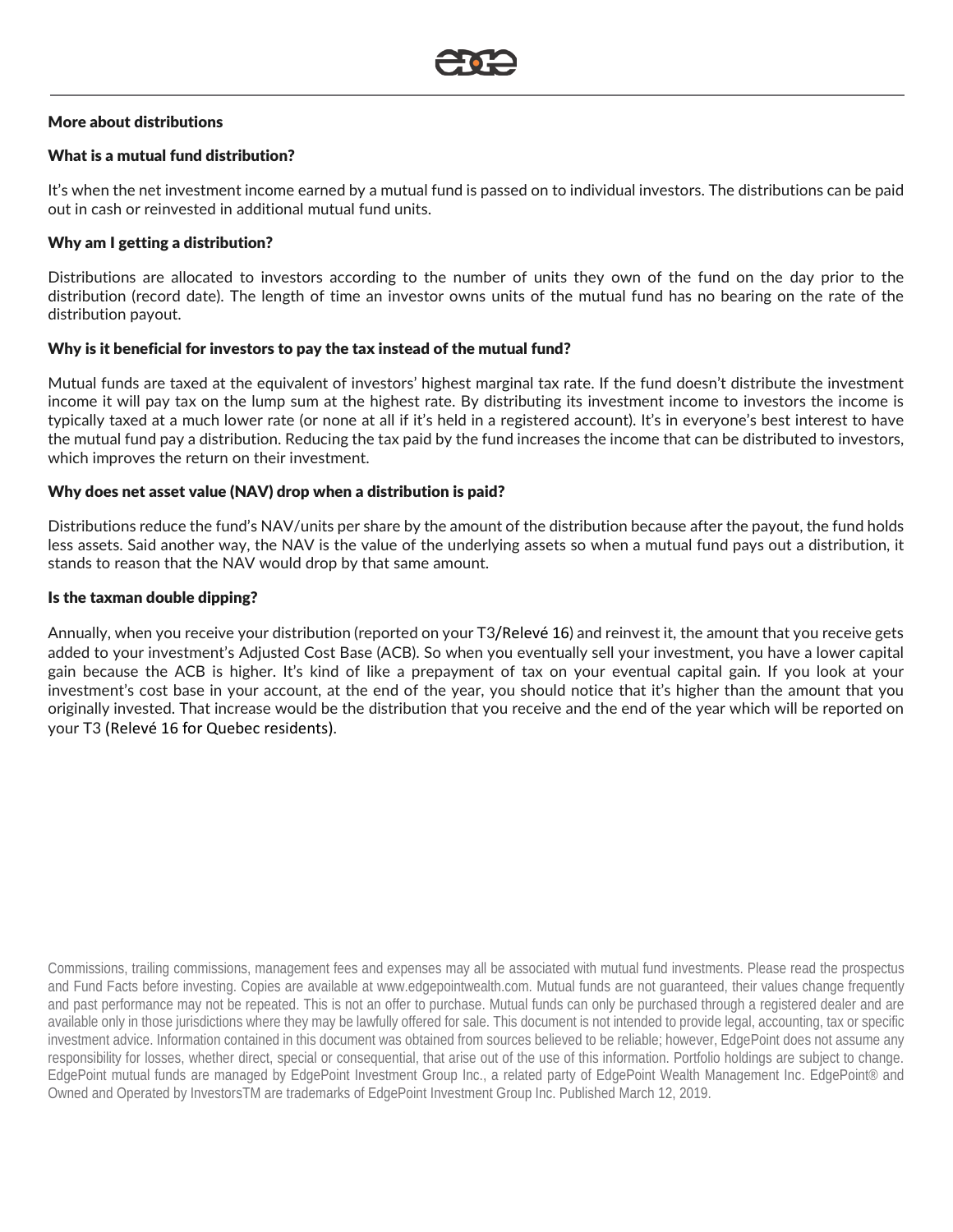## More about distributions

### What is a mutual fund distribution?

It's when the net investment income earned by a mutual fund is passed on to individual investors. The distributions can be paid out in cash or reinvested in additional mutual fund units.

### Why am I getting a distribution?

Distributions are allocated to investors according to the number of units they own of the fund on the day prior to the distribution (record date). The length of time an investor owns units of the mutual fund has no bearing on the rate of the distribution payout.

### Why is it beneficial for investors to pay the tax instead of the mutual fund?

Mutual funds are taxed at the equivalent of investors' highest marginal tax rate. If the fund doesn't distribute the investment income it will pay tax on the lump sum at the highest rate. By distributing its investment income to investors the income is typically taxed at a much lower rate (or none at all if it's held in a registered account). It's in everyone's best interest to have the mutual fund pay a distribution. Reducing the tax paid by the fund increases the income that can be distributed to investors, which improves the return on their investment.

### Why does net asset value (NAV) drop when a distribution is paid?

Distributions reduce the fund's NAV/units per share by the amount of the distribution because after the payout, the fund holds less assets. Said another way, the NAV is the value of the underlying assets so when a mutual fund pays out a distribution, it stands to reason that the NAV would drop by that same amount.

### Is the taxman double dipping?

Annually, when you receive your distribution (reported on your T3/Relevé 16) and reinvest it, the amount that you receive gets added to your investment's Adjusted Cost Base (ACB). So when you eventually sell your investment, you have a lower capital gain because the ACB is higher. It's kind of like a prepayment of tax on your eventual capital gain. If you look at your investment's cost base in your account, at the end of the year, you should notice that it's higher than the amount that you originally invested. That increase would be the distribution that you receive and the end of the year which will be reported on your T3 (Relevé 16 for Quebec residents).

Commissions, trailing commissions, management fees and expenses may all be associated with mutual fund investments. Please read the prospectus and Fund Facts before investing. Copies are available at www.edgepointwealth.com. Mutual funds are not guaranteed, their values change frequently and past performance may not be repeated. This is not an offer to purchase. Mutual funds can only be purchased through a registered dealer and are available only in those jurisdictions where they may be lawfully offered for sale. This document is not intended to provide legal, accounting, tax or specific investment advice. Information contained in this document was obtained from sources believed to be reliable; however, EdgePoint does not assume any responsibility for losses, whether direct, special or consequential, that arise out of the use of this information. Portfolio holdings are subject to change. EdgePoint mutual funds are managed by EdgePoint Investment Group Inc., a related party of EdgePoint Wealth Management Inc. EdgePoint® and Owned and Operated by InvestorsTM are trademarks of EdgePoint Investment Group Inc. Published March 12, 2019.